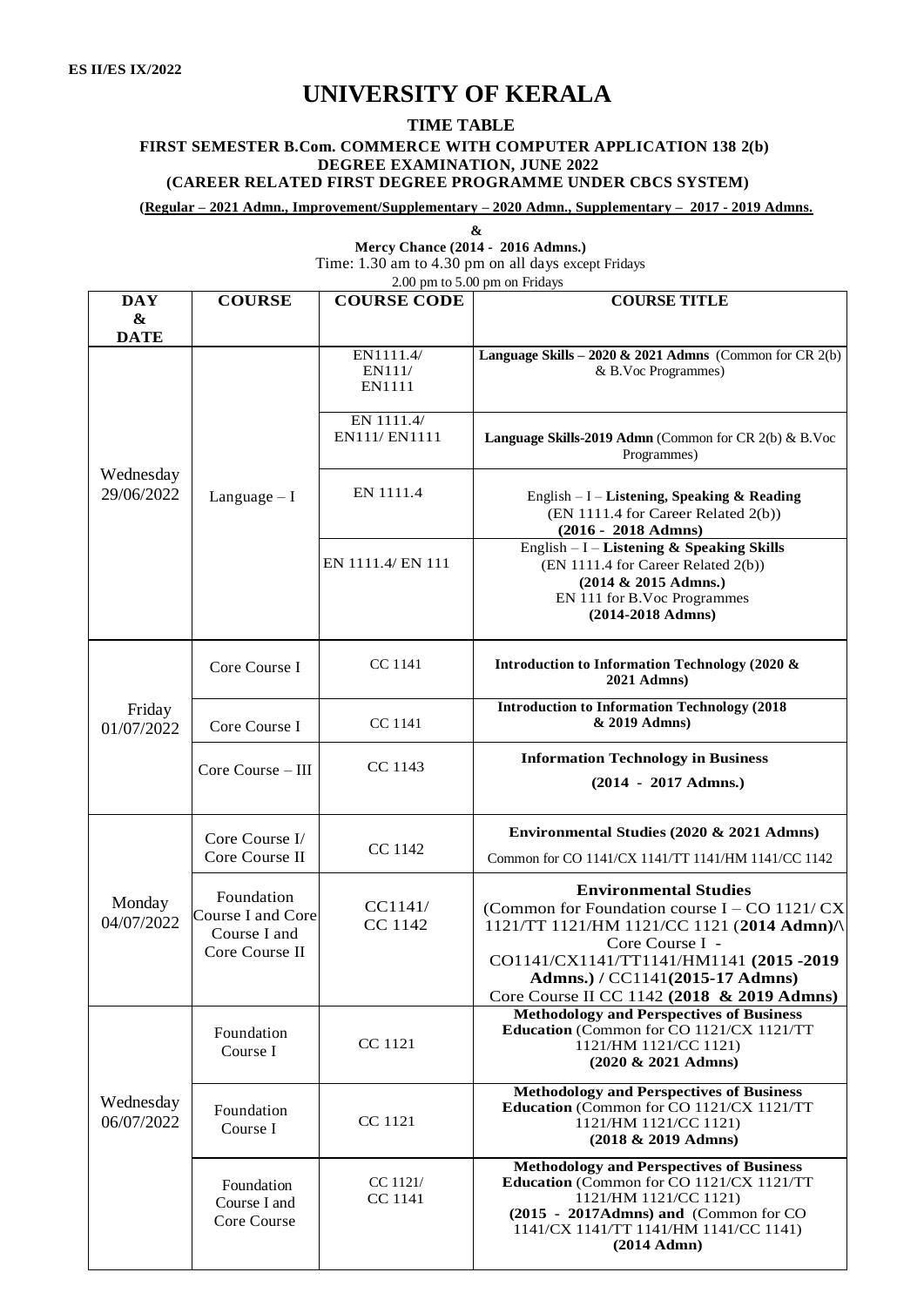**ES II/ES IX/2022**

# UNIVERSITY OF KERALA

**TIME TABLE**

**FIRST SEMESTER B.Com. COMMERCE WITH COMPUTER APPLICATION 138 2(b) DEGREE EXAMINATION, JUNE 2022**
**(CAREER RELATED FIRST DEGREE PROGRAMME UNDER CBCS SYSTEM)**

**(Regular – 2021 Admn., Improvement/Supplementary – 2020 Admn., Supplementary – 2017 - 2019 Admns.**

**&**

**Mercy Chance (2014 - 2016 Admns.)**

Time: 1.30 am to 4.30 pm on all days except Fridays
2.00 pm to 5.00 pm on Fridays

| DAY & DATE | COURSE | COURSE CODE | COURSE TITLE |
|---|---|---|---|
| Wednesday 29/06/2022 | Language – I | EN1111.4/ EN111/ EN1111 | **Language Skills – 2020 & 2021 Admns** (Common for CR 2(b) & B.Voc Programmes) |
| | | EN 1111.4/ EN111/ EN1111 | **Language Skills-2019 Admn** (Common for CR 2(b) & B.Voc Programmes) |
| | | EN 1111.4 | English – I – **Listening, Speaking & Reading** (EN 1111.4 for Career Related 2(b)) **(2016 - 2018 Admns)** |
| | | EN 1111.4/ EN 111 | English – I – **Listening & Speaking Skills** (EN 1111.4 for Career Related 2(b)) **(2014 & 2015 Admns.)** EN 111 for B.Voc Programmes **(2014-2018 Admns)** |
| Friday 01/07/2022 | Core Course I | CC 1141 | **Introduction to Information Technology (2020 & 2021 Admns)** |
| | Core Course I | CC 1141 | **Introduction to Information Technology (2018 & 2019 Admns)** |
| | Core Course – III | CC 1143 | **Information Technology in Business (2014 - 2017 Admns.)** |
| Monday 04/07/2022 | Core Course I/ Core Course II | CC 1142 | **Environmental Studies (2020 & 2021 Admns)** Common for CO 1141/CX 1141/TT 1141/HM 1141/CC 1142 |
| | Foundation Course I and Core Course I and Core Course II | CC1141/ CC 1142 | **Environmental Studies** (Common for Foundation course I – CO 1121/ CX 1121/TT 1121/HM 1121/CC 1121 **(2014 Admn)**/\ Core Course I - CO1141/CX1141/TT1141/HM1141 **(2015 -2019 Admns.)** / CC1141**(2015-17 Admns)** Core Course II CC 1142 **(2018 & 2019 Admns)** |
| Wednesday 06/07/2022 | Foundation Course I | CC 1121 | **Methodology and Perspectives of Business Education** (Common for CO 1121/CX 1121/TT 1121/HM 1121/CC 1121) **(2020 & 2021 Admns)** |
| | Foundation Course I | CC 1121 | **Methodology and Perspectives of Business Education** (Common for CO 1121/CX 1121/TT 1121/HM 1121/CC 1121) **(2018 & 2019 Admns)** |
| | Foundation Course I and Core Course | CC 1121/ CC 1141 | **Methodology and Perspectives of Business Education** (Common for CO 1121/CX 1121/TT 1121/HM 1121/CC 1121) **(2015 - 2017Admns) and** (Common for CO 1141/CX 1141/TT 1141/HM 1141/CC 1141) **(2014 Admn)** |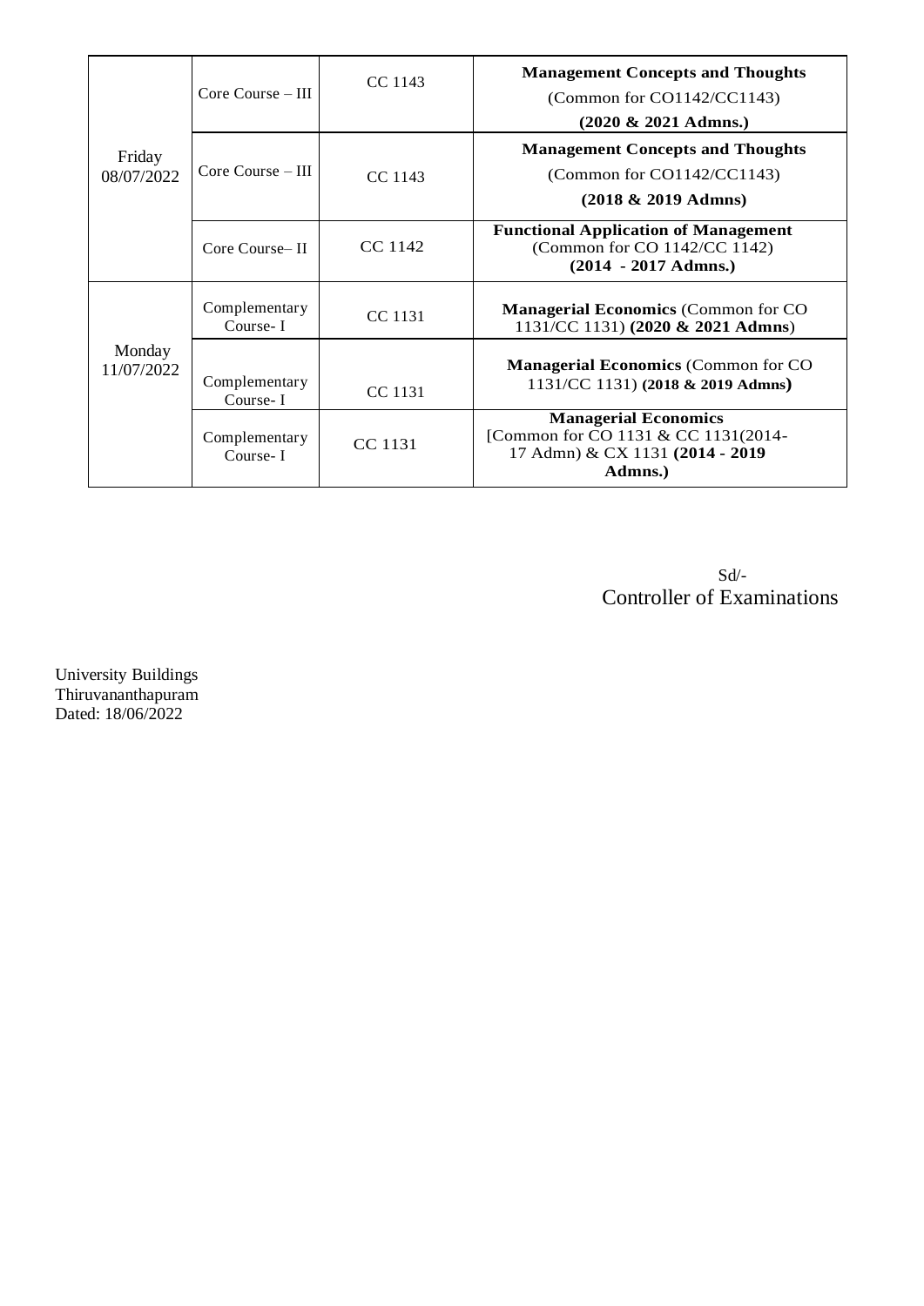| | | | |
|---|---|---|---|
| Friday 08/07/2022 | Core Course – III | CC 1143 | **Management Concepts and Thoughts** (Common for CO1142/CC1143) **(2020 & 2021 Admns.)** |
| | Core Course – III | CC 1143 | **Management Concepts and Thoughts** (Common for CO1142/CC1143) **(2018 & 2019 Admns)** |
| | Core Course– II | CC 1142 | **Functional Application of Management** (Common for CO 1142/CC 1142) **(2014 - 2017 Admns.)** |
| Monday 11/07/2022 | Complementary Course- I | CC 1131 | **Managerial Economics** (Common for CO 1131/CC 1131) **(2020 & 2021 Admns**) |
| | Complementary Course- I | CC 1131 | **Managerial Economics** (Common for CO 1131/CC 1131) **(2018 & 2019 Admns)** |
| | Complementary Course- I | CC 1131 | **Managerial Economics** [Common for CO 1131 & CC 1131(2014-17 Admn) & CX 1131 **(2014 - 2019 Admns.)** |

Sd/-
Controller of Examinations

University Buildings
Thiruvananthapuram
Dated: 18/06/2022